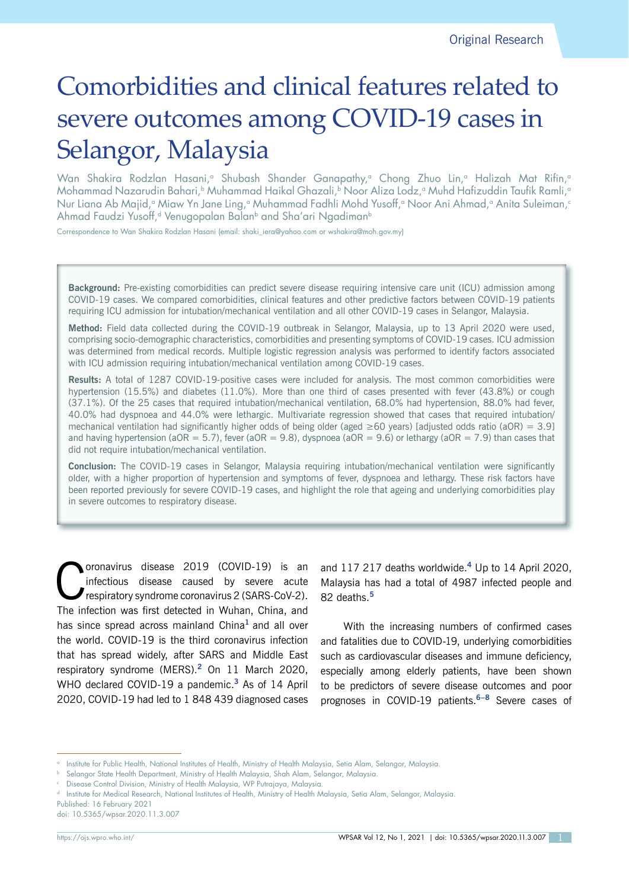Original Research

# Comorbidities and clinical features related to severe outcomes among COVID-19 cases in Selangor, Malaysia

Wan Shakira Rodzlan Hasani,[a] Shubash Shander Ganapathy,[a] Chong Zhuo Lin,[a] Halizah Mat Rifin,[a] Mohammad Nazarudin Bahari,[b] Muhammad Haikal Ghazali,[b] Noor Aliza Lodz,[a] Muhd Hafizuddin Taufik Ramli,[a] Nur Liana Ab Majid,[a] Miaw Yn Jane Ling,[a] Muhammad Fadhli Mohd Yusoff,[a] Noor Ani Ahmad,[a] Anita Suleiman,[c] Ahmad Faudzi Yusoff,[d] Venugopalan Balan[b] and Sha'ari Ngadiman[b]

Correspondence to Wan Shakira Rodzlan Hasani (email: shaki_iera@yahoo.com or wshakira@moh.gov.my)

**Background:** Pre-existing comorbidities can predict severe disease requiring intensive care unit (ICU) admission among COVID-19 cases. We compared comorbidities, clinical features and other predictive factors between COVID-19 patients requiring ICU admission for intubation/mechanical ventilation and all other COVID-19 cases in Selangor, Malaysia.

**Method:** Field data collected during the COVID-19 outbreak in Selangor, Malaysia, up to 13 April 2020 were used, comprising socio-demographic characteristics, comorbidities and presenting symptoms of COVID-19 cases. ICU admission was determined from medical records. Multiple logistic regression analysis was performed to identify factors associated with ICU admission requiring intubation/mechanical ventilation among COVID-19 cases.

**Results:** A total of 1287 COVID-19-positive cases were included for analysis. The most common comorbidities were hypertension (15.5%) and diabetes (11.0%). More than one third of cases presented with fever (43.8%) or cough (37.1%). Of the 25 cases that required intubation/mechanical ventilation, 68.0% had hypertension, 88.0% had fever, 40.0% had dyspnoea and 44.0% were lethargic. Multivariate regression showed that cases that required intubation/mechanical ventilation had significantly higher odds of being older (aged ≥60 years) [adjusted odds ratio (aOR) = 3.9] and having hypertension (aOR = 5.7), fever (aOR = 9.8), dyspnoea (aOR = 9.6) or lethargy (aOR = 7.9) than cases that did not require intubation/mechanical ventilation.

**Conclusion:** The COVID-19 cases in Selangor, Malaysia requiring intubation/mechanical ventilation were significantly older, with a higher proportion of hypertension and symptoms of fever, dyspnoea and lethargy. These risk factors have been reported previously for severe COVID-19 cases, and highlight the role that ageing and underlying comorbidities play in severe outcomes to respiratory disease.

Coronavirus disease 2019 (COVID-19) is an infectious disease caused by severe acute respiratory syndrome coronavirus 2 (SARS-CoV-2). The infection was first detected in Wuhan, China, and has since spread across mainland China[1] and all over the world. COVID-19 is the third coronavirus infection that has spread widely, after SARS and Middle East respiratory syndrome (MERS).[2] On 11 March 2020, WHO declared COVID-19 a pandemic.[3] As of 14 April 2020, COVID-19 had led to 1 848 439 diagnosed cases and 117 217 deaths worldwide.[4] Up to 14 April 2020, Malaysia has had a total of 4987 infected people and 82 deaths.[5]

With the increasing numbers of confirmed cases and fatalities due to COVID-19, underlying comorbidities such as cardiovascular diseases and immune deficiency, especially among elderly patients, have been shown to be predictors of severe disease outcomes and poor prognoses in COVID-19 patients.[6–8] Severe cases of

[a] Institute for Public Health, National Institutes of Health, Ministry of Health Malaysia, Setia Alam, Selangor, Malaysia.
[b] Selangor State Health Department, Ministry of Health Malaysia, Shah Alam, Selangor, Malaysia.
[c] Disease Control Division, Ministry of Health Malaysia, WP Putrajaya, Malaysia.
[d] Institute for Medical Research, National Institutes of Health, Ministry of Health Malaysia, Setia Alam, Selangor, Malaysia.
Published: 16 February 2021
doi: 10.5365/wpsar.2020.11.3.007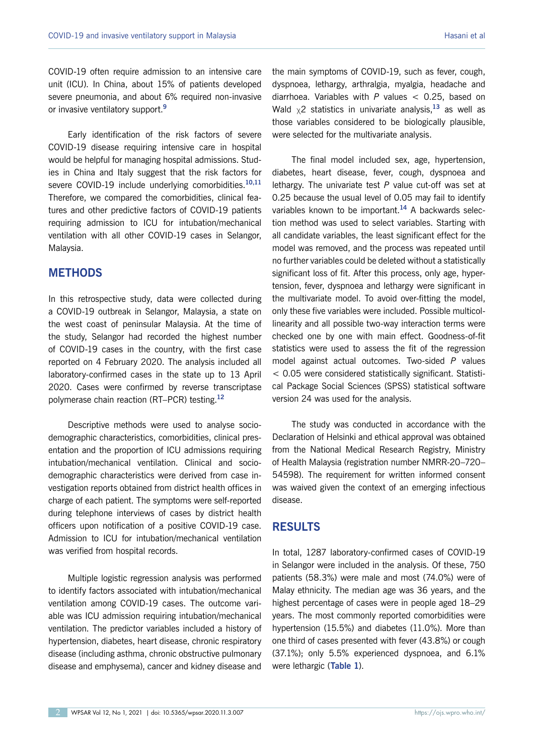COVID-19 often require admission to an intensive care unit (ICU). In China, about 15% of patients developed severe pneumonia, and about 6% required non-invasive or invasive ventilatory support.[9]

Early identification of the risk factors of severe COVID-19 disease requiring intensive care in hospital would be helpful for managing hospital admissions. Studies in China and Italy suggest that the risk factors for severe COVID-19 include underlying comorbidities.[10,11] Therefore, we compared the comorbidities, clinical features and other predictive factors of COVID-19 patients requiring admission to ICU for intubation/mechanical ventilation with all other COVID-19 cases in Selangor, Malaysia.

## METHODS

In this retrospective study, data were collected during a COVID-19 outbreak in Selangor, Malaysia, a state on the west coast of peninsular Malaysia. At the time of the study, Selangor had recorded the highest number of COVID-19 cases in the country, with the first case reported on 4 February 2020. The analysis included all laboratory-confirmed cases in the state up to 13 April 2020. Cases were confirmed by reverse transcriptase polymerase chain reaction (RT–PCR) testing.[12]

Descriptive methods were used to analyse socio-demographic characteristics, comorbidities, clinical presentation and the proportion of ICU admissions requiring intubation/mechanical ventilation. Clinical and socio-demographic characteristics were derived from case investigation reports obtained from district health offices in charge of each patient. The symptoms were self-reported during telephone interviews of cases by district health officers upon notification of a positive COVID-19 case. Admission to ICU for intubation/mechanical ventilation was verified from hospital records.

Multiple logistic regression analysis was performed to identify factors associated with intubation/mechanical ventilation among COVID-19 cases. The outcome variable was ICU admission requiring intubation/mechanical ventilation. The predictor variables included a history of hypertension, diabetes, heart disease, chronic respiratory disease (including asthma, chronic obstructive pulmonary disease and emphysema), cancer and kidney disease and the main symptoms of COVID-19, such as fever, cough, dyspnoea, lethargy, arthralgia, myalgia, headache and diarrhoea. Variables with *P* values $< 0.25$, based on Wald $\chi 2$ statistics in univariate analysis,[13] as well as those variables considered to be biologically plausible, were selected for the multivariate analysis.

The final model included sex, age, hypertension, diabetes, heart disease, fever, cough, dyspnoea and lethargy. The univariate test *P* value cut-off was set at 0.25 because the usual level of 0.05 may fail to identify variables known to be important.[14] A backwards selection method was used to select variables. Starting with all candidate variables, the least significant effect for the model was removed, and the process was repeated until no further variables could be deleted without a statistically significant loss of fit. After this process, only age, hypertension, fever, dyspnoea and lethargy were significant in the multivariate model. To avoid over-fitting the model, only these five variables were included. Possible multicollinearity and all possible two-way interaction terms were checked one by one with main effect. Goodness-of-fit statistics were used to assess the fit of the regression model against actual outcomes. Two-sided *P* values $< 0.05$ were considered statistically significant. Statistical Package Social Sciences (SPSS) statistical software version 24 was used for the analysis.

The study was conducted in accordance with the Declaration of Helsinki and ethical approval was obtained from the National Medical Research Registry, Ministry of Health Malaysia (registration number NMRR-20–720–54598). The requirement for written informed consent was waived given the context of an emerging infectious disease.

## RESULTS

In total, 1287 laboratory-confirmed cases of COVID-19 in Selangor were included in the analysis. Of these, 750 patients (58.3%) were male and most (74.0%) were of Malay ethnicity. The median age was 36 years, and the highest percentage of cases were in people aged 18–29 years. The most commonly reported comorbidities were hypertension (15.5%) and diabetes (11.0%). More than one third of cases presented with fever (43.8%) or cough (37.1%); only 5.5% experienced dyspnoea, and 6.1% were lethargic (**Table 1**).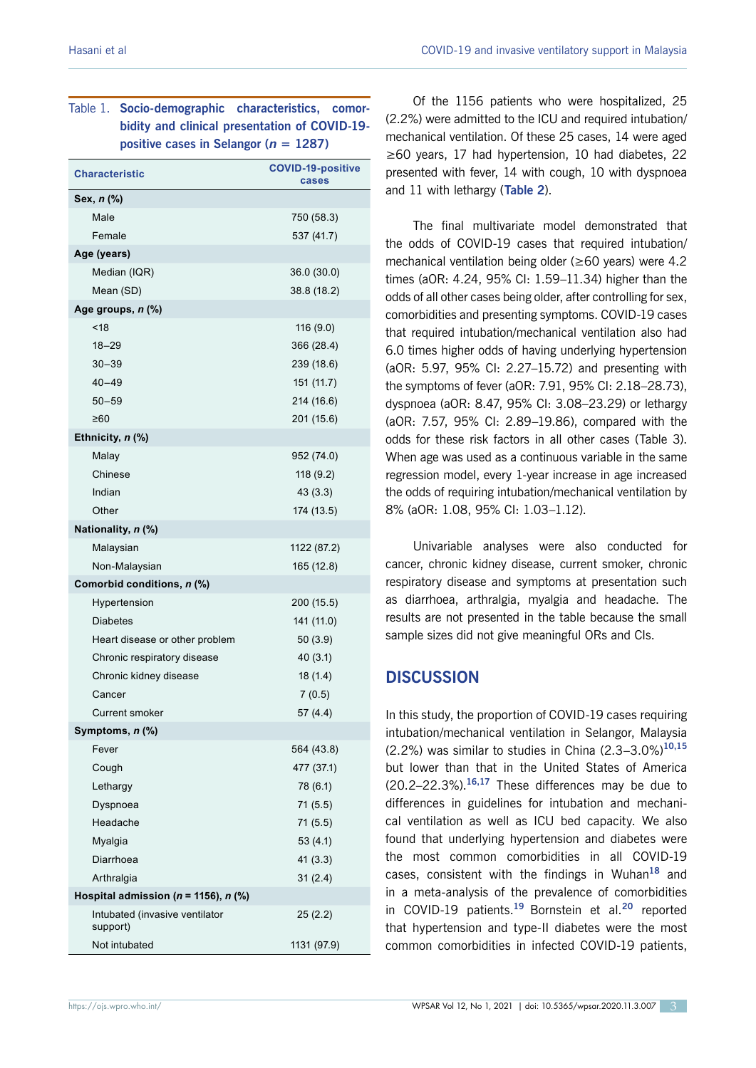Table 1. **Socio-demographic characteristics, comorbidity and clinical presentation of COVID-19-positive cases in Selangor ($n$ = 1287)**

| Characteristic | COVID-19-positive cases |
|---|---|
| **Sex, *n* (%)** | |
| Male | 750 (58.3) |
| Female | 537 (41.7) |
| **Age (years)** | |
| Median (IQR) | 36.0 (30.0) |
| Mean (SD) | 38.8 (18.2) |
| **Age groups, *n* (%)** | |
| <18 | 116 (9.0) |
| 18–29 | 366 (28.4) |
| 30–39 | 239 (18.6) |
| 40–49 | 151 (11.7) |
| 50–59 | 214 (16.6) |
| ≥60 | 201 (15.6) |
| **Ethnicity, *n* (%)** | |
| Malay | 952 (74.0) |
| Chinese | 118 (9.2) |
| Indian | 43 (3.3) |
| Other | 174 (13.5) |
| **Nationality, *n* (%)** | |
| Malaysian | 1122 (87.2) |
| Non-Malaysian | 165 (12.8) |
| **Comorbid conditions, *n* (%)** | |
| Hypertension | 200 (15.5) |
| Diabetes | 141 (11.0) |
| Heart disease or other problem | 50 (3.9) |
| Chronic respiratory disease | 40 (3.1) |
| Chronic kidney disease | 18 (1.4) |
| Cancer | 7 (0.5) |
| Current smoker | 57 (4.4) |
| **Symptoms, *n* (%)** | |
| Fever | 564 (43.8) |
| Cough | 477 (37.1) |
| Lethargy | 78 (6.1) |
| Dyspnoea | 71 (5.5) |
| Headache | 71 (5.5) |
| Myalgia | 53 (4.1) |
| Diarrhoea | 41 (3.3) |
| Arthralgia | 31 (2.4) |
| **Hospital admission (*n* = 1156), *n* (%)** | |
| Intubated (invasive ventilator support) | 25 (2.2) |
| Not intubated | 1131 (97.9) |

Of the 1156 patients who were hospitalized, 25 (2.2%) were admitted to the ICU and required intubation/mechanical ventilation. Of these 25 cases, 14 were aged ≥60 years, 17 had hypertension, 10 had diabetes, 22 presented with fever, 14 with cough, 10 with dyspnoea and 11 with lethargy (**Table 2**).

The final multivariate model demonstrated that the odds of COVID-19 cases that required intubation/mechanical ventilation being older (≥60 years) were 4.2 times (aOR: 4.24, 95% CI: 1.59–11.34) higher than the odds of all other cases being older, after controlling for sex, comorbidities and presenting symptoms. COVID-19 cases that required intubation/mechanical ventilation also had 6.0 times higher odds of having underlying hypertension (aOR: 5.97, 95% CI: 2.27–15.72) and presenting with the symptoms of fever (aOR: 7.91, 95% CI: 2.18–28.73), dyspnoea (aOR: 8.47, 95% CI: 3.08–23.29) or lethargy (aOR: 7.57, 95% CI: 2.89–19.86), compared with the odds for these risk factors in all other cases (Table 3). When age was used as a continuous variable in the same regression model, every 1-year increase in age increased the odds of requiring intubation/mechanical ventilation by 8% (aOR: 1.08, 95% CI: 1.03–1.12).

Univariable analyses were also conducted for cancer, chronic kidney disease, current smoker, chronic respiratory disease and symptoms at presentation such as diarrhoea, arthralgia, myalgia and headache. The results are not presented in the table because the small sample sizes did not give meaningful ORs and CIs.

## DISCUSSION

In this study, the proportion of COVID-19 cases requiring intubation/mechanical ventilation in Selangor, Malaysia (2.2%) was similar to studies in China (2.3–3.0%)[10,15] but lower than that in the United States of America (20.2–22.3%).[16,17] These differences may be due to differences in guidelines for intubation and mechanical ventilation as well as ICU bed capacity. We also found that underlying hypertension and diabetes were the most common comorbidities in all COVID-19 cases, consistent with the findings in Wuhan[18] and in a meta-analysis of the prevalence of comorbidities in COVID-19 patients.[19] Bornstein et al.[20] reported that hypertension and type-II diabetes were the most common comorbidities in infected COVID-19 patients,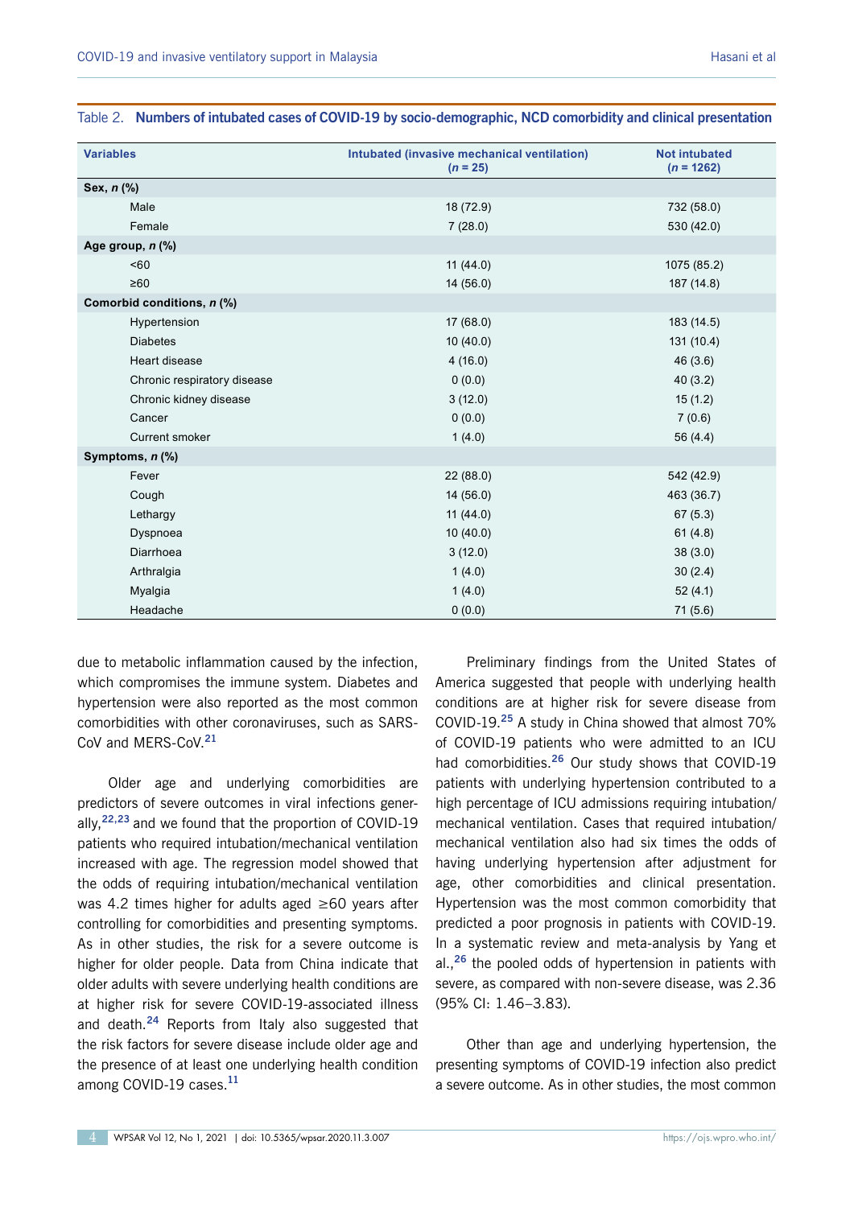Table 2. **Numbers of intubated cases of COVID-19 by socio-demographic, NCD comorbidity and clinical presentation**

| Variables | Intubated (invasive mechanical ventilation) (*n* = 25) | Not intubated (*n* = 1262) |
|---|---|---|
| **Sex, *n* (%)** | | |
| Male | 18 (72.9) | 732 (58.0) |
| Female | 7 (28.0) | 530 (42.0) |
| **Age group, *n* (%)** | | |
| <60 | 11 (44.0) | 1075 (85.2) |
| ≥60 | 14 (56.0) | 187 (14.8) |
| **Comorbid conditions, *n* (%)** | | |
| Hypertension | 17 (68.0) | 183 (14.5) |
| Diabetes | 10 (40.0) | 131 (10.4) |
| Heart disease | 4 (16.0) | 46 (3.6) |
| Chronic respiratory disease | 0 (0.0) | 40 (3.2) |
| Chronic kidney disease | 3 (12.0) | 15 (1.2) |
| Cancer | 0 (0.0) | 7 (0.6) |
| Current smoker | 1 (4.0) | 56 (4.4) |
| **Symptoms, *n* (%)** | | |
| Fever | 22 (88.0) | 542 (42.9) |
| Cough | 14 (56.0) | 463 (36.7) |
| Lethargy | 11 (44.0) | 67 (5.3) |
| Dyspnoea | 10 (40.0) | 61 (4.8) |
| Diarrhoea | 3 (12.0) | 38 (3.0) |
| Arthralgia | 1 (4.0) | 30 (2.4) |
| Myalgia | 1 (4.0) | 52 (4.1) |
| Headache | 0 (0.0) | 71 (5.6) |

due to metabolic inflammation caused by the infection, which compromises the immune system. Diabetes and hypertension were also reported as the most common comorbidities with other coronaviruses, such as SARS-CoV and MERS-CoV.[21]

Older age and underlying comorbidities are predictors of severe outcomes in viral infections generally,[22,23] and we found that the proportion of COVID-19 patients who required intubation/mechanical ventilation increased with age. The regression model showed that the odds of requiring intubation/mechanical ventilation was 4.2 times higher for adults aged ≥60 years after controlling for comorbidities and presenting symptoms. As in other studies, the risk for a severe outcome is higher for older people. Data from China indicate that older adults with severe underlying health conditions are at higher risk for severe COVID-19-associated illness and death.[24] Reports from Italy also suggested that the risk factors for severe disease include older age and the presence of at least one underlying health condition among COVID-19 cases.[11]

Preliminary findings from the United States of America suggested that people with underlying health conditions are at higher risk for severe disease from COVID-19.[25] A study in China showed that almost 70% of COVID-19 patients who were admitted to an ICU had comorbidities.[26] Our study shows that COVID-19 patients with underlying hypertension contributed to a high percentage of ICU admissions requiring intubation/mechanical ventilation. Cases that required intubation/mechanical ventilation also had six times the odds of having underlying hypertension after adjustment for age, other comorbidities and clinical presentation. Hypertension was the most common comorbidity that predicted a poor prognosis in patients with COVID-19. In a systematic review and meta-analysis by Yang et al.,[26] the pooled odds of hypertension in patients with severe, as compared with non-severe disease, was 2.36 (95% CI: 1.46–3.83).

Other than age and underlying hypertension, the presenting symptoms of COVID-19 infection also predict a severe outcome. As in other studies, the most common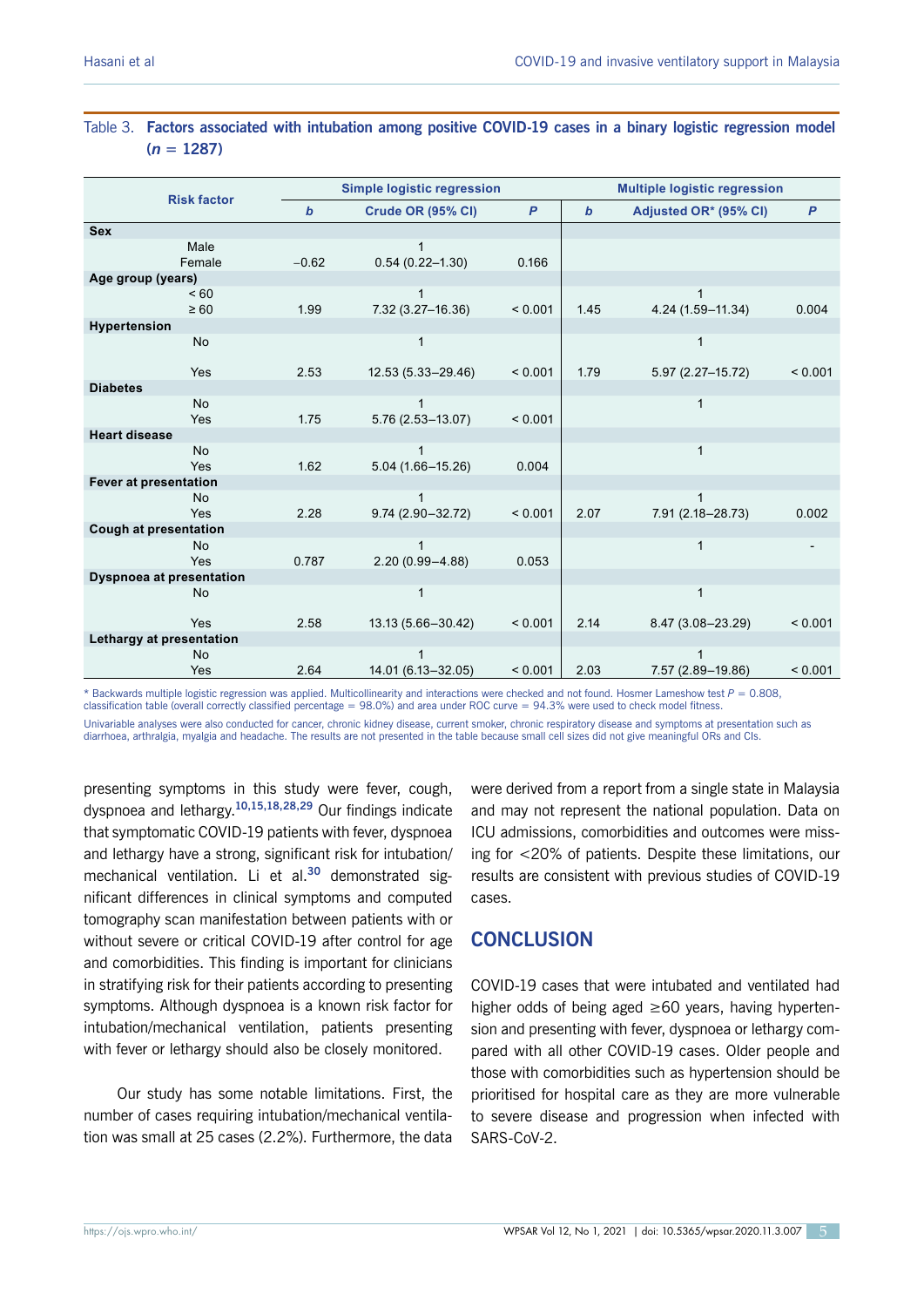Table 3. **Factors associated with intubation among positive COVID-19 cases in a binary logistic regression model (*n* = 1287)**

| Risk factor | Simple logistic regression | | | Multiple logistic regression | | |
|---|---|---|---|---|---|---|
| | *b* | Crude OR (95% CI) | *P* | *b* | Adjusted OR* (95% CI) | *P* |
| **Sex** | | | | | | |
| Male | | 1 | | | | |
| Female | −0.62 | 0.54 (0.22–1.30) | 0.166 | | | |
| **Age group (years)** | | | | | | |
| < 60 | | 1 | | | 1 | |
| ≥ 60 | 1.99 | 7.32 (3.27–16.36) | < 0.001 | 1.45 | 4.24 (1.59–11.34) | 0.004 |
| **Hypertension** | | | | | | |
| No | | 1 | | | 1 | |
| Yes | 2.53 | 12.53 (5.33–29.46) | < 0.001 | 1.79 | 5.97 (2.27–15.72) | < 0.001 |
| **Diabetes** | | | | | | |
| No | | 1 | | | 1 | |
| Yes | 1.75 | 5.76 (2.53–13.07) | < 0.001 | | | |
| **Heart disease** | | | | | | |
| No | | 1 | | | 1 | |
| Yes | 1.62 | 5.04 (1.66–15.26) | 0.004 | | | |
| **Fever at presentation** | | | | | | |
| No | | 1 | | | 1 | |
| Yes | 2.28 | 9.74 (2.90–32.72) | < 0.001 | 2.07 | 7.91 (2.18–28.73) | 0.002 |
| **Cough at presentation** | | | | | | |
| No | | 1 | | | 1 | - |
| Yes | 0.787 | 2.20 (0.99–4.88) | 0.053 | | | |
| **Dyspnoea at presentation** | | | | | | |
| No | | 1 | | | 1 | |
| Yes | 2.58 | 13.13 (5.66–30.42) | < 0.001 | 2.14 | 8.47 (3.08–23.29) | < 0.001 |
| **Lethargy at presentation** | | | | | | |
| No | | 1 | | | 1 | |
| Yes | 2.64 | 14.01 (6.13–32.05) | < 0.001 | 2.03 | 7.57 (2.89–19.86) | < 0.001 |

* Backwards multiple logistic regression was applied. Multicollinearity and interactions were checked and not found. Hosmer Lameshow test *P* = 0.808, classification table (overall correctly classified percentage = 98.0%) and area under ROC curve = 94.3% were used to check model fitness.

Univariable analyses were also conducted for cancer, chronic kidney disease, current smoker, chronic respiratory disease and symptoms at presentation such as diarrhoea, arthralgia, myalgia and headache. The results are not presented in the table because small cell sizes did not give meaningful ORs and CIs.

presenting symptoms in this study were fever, cough, dyspnoea and lethargy.[10,15,18,28,29] Our findings indicate that symptomatic COVID-19 patients with fever, dyspnoea and lethargy have a strong, significant risk for intubation/mechanical ventilation. Li et al.[30] demonstrated significant differences in clinical symptoms and computed tomography scan manifestation between patients with or without severe or critical COVID-19 after control for age and comorbidities. This finding is important for clinicians in stratifying risk for their patients according to presenting symptoms. Although dyspnoea is a known risk factor for intubation/mechanical ventilation, patients presenting with fever or lethargy should also be closely monitored.

Our study has some notable limitations. First, the number of cases requiring intubation/mechanical ventilation was small at 25 cases (2.2%). Furthermore, the data were derived from a report from a single state in Malaysia and may not represent the national population. Data on ICU admissions, comorbidities and outcomes were missing for <20% of patients. Despite these limitations, our results are consistent with previous studies of COVID-19 cases.

## CONCLUSION

COVID-19 cases that were intubated and ventilated had higher odds of being aged ≥60 years, having hypertension and presenting with fever, dyspnoea or lethargy compared with all other COVID-19 cases. Older people and those with comorbidities such as hypertension should be prioritised for hospital care as they are more vulnerable to severe disease and progression when infected with SARS-CoV-2.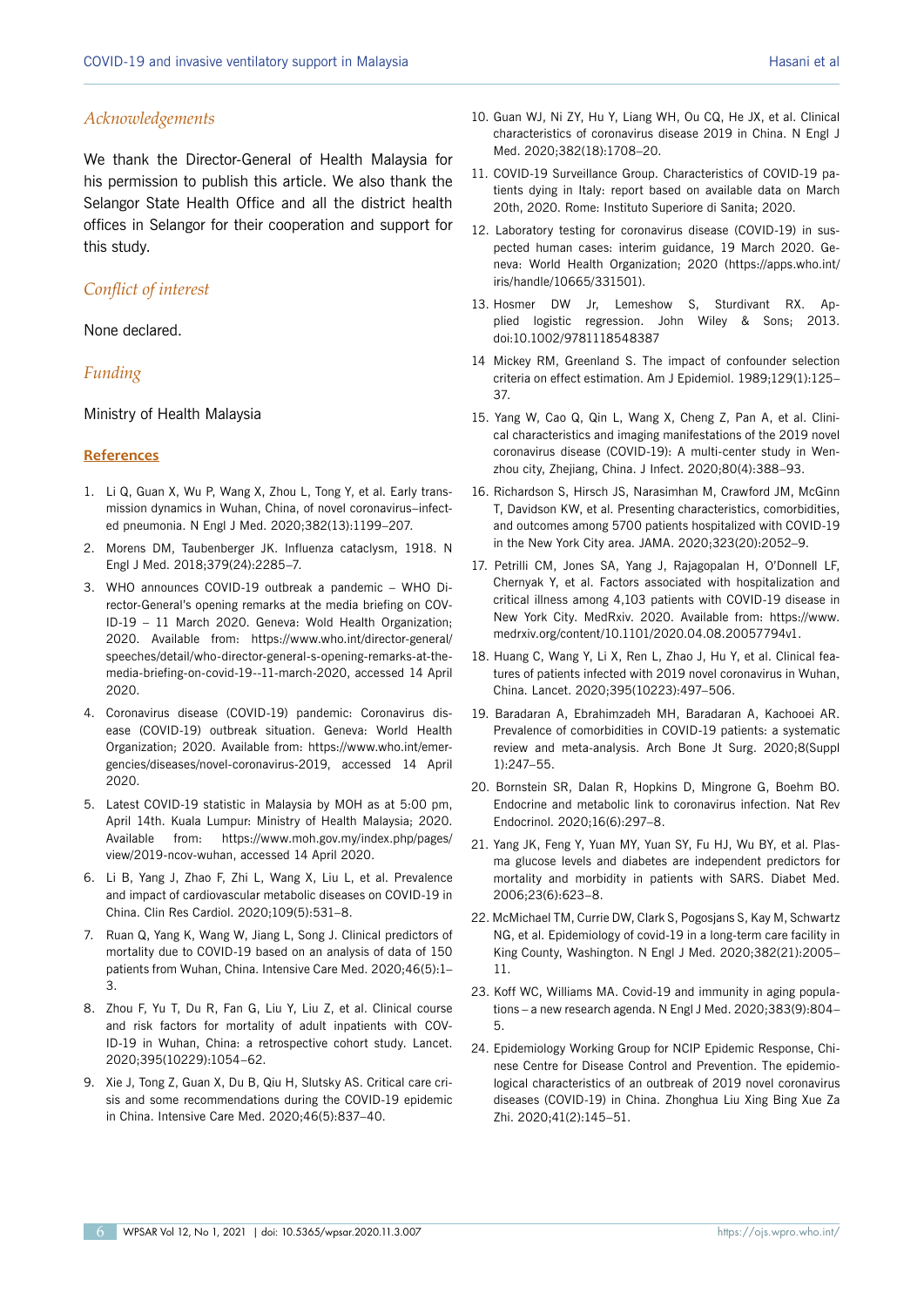## *Acknowledgements*

We thank the Director-General of Health Malaysia for his permission to publish this article. We also thank the Selangor State Health Office and all the district health offices in Selangor for their cooperation and support for this study.

## *Conflict of interest*

None declared.

## *Funding*

Ministry of Health Malaysia

## References

1. Li Q, Guan X, Wu P, Wang X, Zhou L, Tong Y, et al. Early transmission dynamics in Wuhan, China, of novel coronavirus–infected pneumonia. N Engl J Med. 2020;382(13):1199–207.
2. Morens DM, Taubenberger JK. Influenza cataclysm, 1918. N Engl J Med. 2018;379(24):2285–7.
3. WHO announces COVID-19 outbreak a pandemic – WHO Director-General's opening remarks at the media briefing on COVID-19 – 11 March 2020. Geneva: Wold Health Organization; 2020. Available from: https://www.who.int/director-general/speeches/detail/who-director-general-s-opening-remarks-at-the-media-briefing-on-covid-19--11-march-2020, accessed 14 April 2020.
4. Coronavirus disease (COVID-19) pandemic: Coronavirus disease (COVID-19) outbreak situation. Geneva: World Health Organization; 2020. Available from: https://www.who.int/emergencies/diseases/novel-coronavirus-2019, accessed 14 April 2020.
5. Latest COVID-19 statistic in Malaysia by MOH as at 5:00 pm, April 14th. Kuala Lumpur: Ministry of Health Malaysia; 2020. Available from: https://www.moh.gov.my/index.php/pages/view/2019-ncov-wuhan, accessed 14 April 2020.
6. Li B, Yang J, Zhao F, Zhi L, Wang X, Liu L, et al. Prevalence and impact of cardiovascular metabolic diseases on COVID-19 in China. Clin Res Cardiol. 2020;109(5):531–8.
7. Ruan Q, Yang K, Wang W, Jiang L, Song J. Clinical predictors of mortality due to COVID-19 based on an analysis of data of 150 patients from Wuhan, China. Intensive Care Med. 2020;46(5):1–3.
8. Zhou F, Yu T, Du R, Fan G, Liu Y, Liu Z, et al. Clinical course and risk factors for mortality of adult inpatients with COVID-19 in Wuhan, China: a retrospective cohort study. Lancet. 2020;395(10229):1054–62.
9. Xie J, Tong Z, Guan X, Du B, Qiu H, Slutsky AS. Critical care crisis and some recommendations during the COVID-19 epidemic in China. Intensive Care Med. 2020;46(5):837–40.
10. Guan WJ, Ni ZY, Hu Y, Liang WH, Ou CQ, He JX, et al. Clinical characteristics of coronavirus disease 2019 in China. N Engl J Med. 2020;382(18):1708–20.
11. COVID-19 Surveillance Group. Characteristics of COVID-19 patients dying in Italy: report based on available data on March 20th, 2020. Rome: Instituto Superiore di Sanita; 2020.
12. Laboratory testing for coronavirus disease (COVID-19) in suspected human cases: interim guidance, 19 March 2020. Geneva: World Health Organization; 2020 (https://apps.who.int/iris/handle/10665/331501).
13. Hosmer DW Jr, Lemeshow S, Sturdivant RX. Applied logistic regression. John Wiley & Sons; 2013. doi:10.1002/9781118548387
14. Mickey RM, Greenland S. The impact of confounder selection criteria on effect estimation. Am J Epidemiol. 1989;129(1):125–37.
15. Yang W, Cao Q, Qin L, Wang X, Cheng Z, Pan A, et al. Clinical characteristics and imaging manifestations of the 2019 novel coronavirus disease (COVID-19): A multi-center study in Wenzhou city, Zhejiang, China. J Infect. 2020;80(4):388–93.
16. Richardson S, Hirsch JS, Narasimhan M, Crawford JM, McGinn T, Davidson KW, et al. Presenting characteristics, comorbidities, and outcomes among 5700 patients hospitalized with COVID-19 in the New York City area. JAMA. 2020;323(20):2052–9.
17. Petrilli CM, Jones SA, Yang J, Rajagopalan H, O'Donnell LF, Chernyak Y, et al. Factors associated with hospitalization and critical illness among 4,103 patients with COVID-19 disease in New York City. MedRxiv. 2020. Available from: https://www.medrxiv.org/content/10.1101/2020.04.08.20057794v1.
18. Huang C, Wang Y, Li X, Ren L, Zhao J, Hu Y, et al. Clinical features of patients infected with 2019 novel coronavirus in Wuhan, China. Lancet. 2020;395(10223):497–506.
19. Baradaran A, Ebrahimzadeh MH, Baradaran A, Kachooei AR. Prevalence of comorbidities in COVID-19 patients: a systematic review and meta-analysis. Arch Bone Jt Surg. 2020;8(Suppl 1):247–55.
20. Bornstein SR, Dalan R, Hopkins D, Mingrone G, Boehm BO. Endocrine and metabolic link to coronavirus infection. Nat Rev Endocrinol. 2020;16(6):297–8.
21. Yang JK, Feng Y, Yuan MY, Yuan SY, Fu HJ, Wu BY, et al. Plasma glucose levels and diabetes are independent predictors for mortality and morbidity in patients with SARS. Diabet Med. 2006;23(6):623–8.
22. McMichael TM, Currie DW, Clark S, Pogosjans S, Kay M, Schwartz NG, et al. Epidemiology of covid-19 in a long-term care facility in King County, Washington. N Engl J Med. 2020;382(21):2005–11.
23. Koff WC, Williams MA. Covid-19 and immunity in aging populations – a new research agenda. N Engl J Med. 2020;383(9):804–5.
24. Epidemiology Working Group for NCIP Epidemic Response, Chinese Centre for Disease Control and Prevention. The epidemiological characteristics of an outbreak of 2019 novel coronavirus diseases (COVID-19) in China. Zhonghua Liu Xing Bing Xue Za Zhi. 2020;41(2):145–51.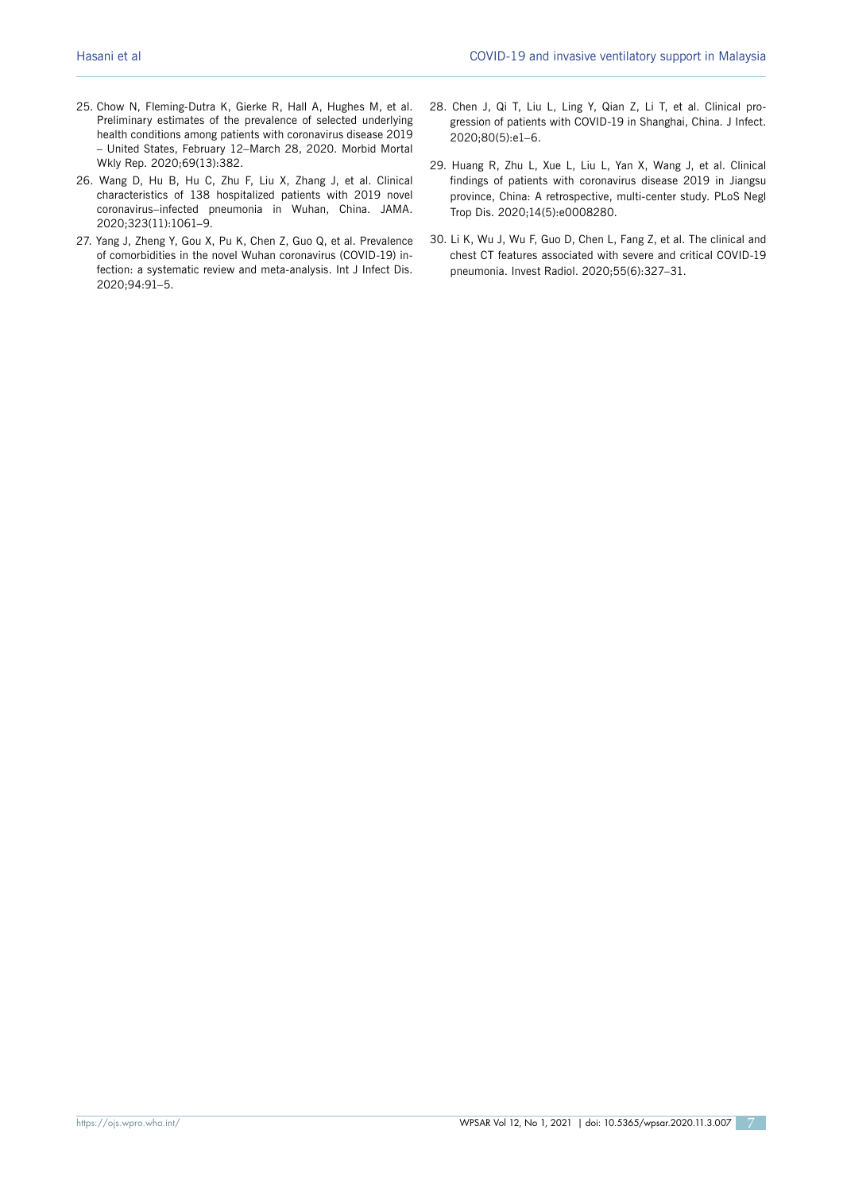25. Chow N, Fleming-Dutra K, Gierke R, Hall A, Hughes M, et al. Preliminary estimates of the prevalence of selected underlying health conditions among patients with coronavirus disease 2019 – United States, February 12–March 28, 2020. Morbid Mortal Wkly Rep. 2020;69(13):382.
26. Wang D, Hu B, Hu C, Zhu F, Liu X, Zhang J, et al. Clinical characteristics of 138 hospitalized patients with 2019 novel coronavirus–infected pneumonia in Wuhan, China. JAMA. 2020;323(11):1061–9.
27. Yang J, Zheng Y, Gou X, Pu K, Chen Z, Guo Q, et al. Prevalence of comorbidities in the novel Wuhan coronavirus (COVID-19) infection: a systematic review and meta-analysis. Int J Infect Dis. 2020;94:91–5.
28. Chen J, Qi T, Liu L, Ling Y, Qian Z, Li T, et al. Clinical progression of patients with COVID-19 in Shanghai, China. J Infect. 2020;80(5):e1–6.
29. Huang R, Zhu L, Xue L, Liu L, Yan X, Wang J, et al. Clinical findings of patients with coronavirus disease 2019 in Jiangsu province, China: A retrospective, multi-center study. PLoS Negl Trop Dis. 2020;14(5):e0008280.
30. Li K, Wu J, Wu F, Guo D, Chen L, Fang Z, et al. The clinical and chest CT features associated with severe and critical COVID-19 pneumonia. Invest Radiol. 2020;55(6):327–31.